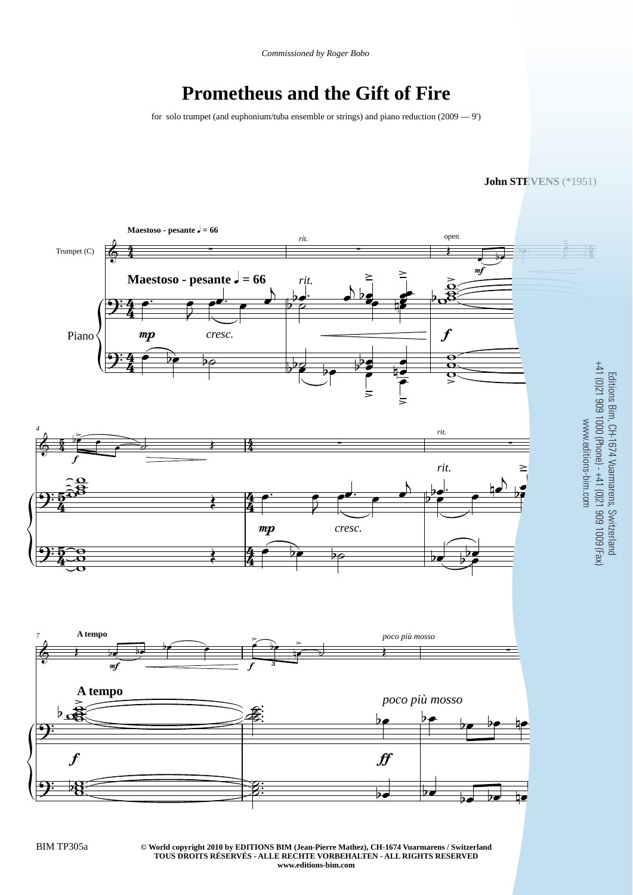*Commissioned by Roger Bobo*

# Prometheus and the Gift of Fire

for solo trumpet (and euphonium/tuba ensemble or strings) and piano reduction (2009 — 9')

**John STEVENS** (*1951)

Editions Bim, CH-1674 Vuarmarens, Switzerland
+41 (0)21 909 1000 (Phone) - +41 (0)21 909 1009 (Fax)
www.editions-bim.com

BIM TP305a

**© World copyright 2010 by EDITIONS BIM (Jean-Pierre Mathez), CH-1674 Vuarmarens / Switzerland**
**TOUS DROITS RÉSERVÉS - ALLE RECHTE VORBEHALTEN - ALL RIGHTS RESERVED**
**www.editions-bim.com**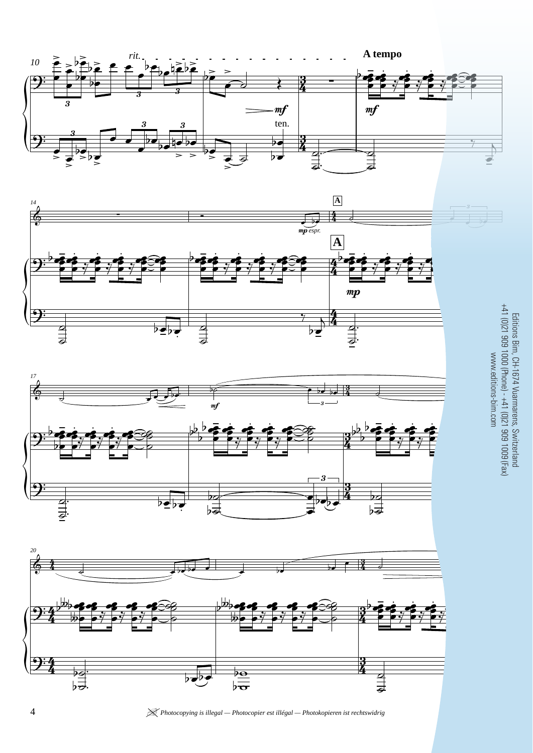Editions Bim, CH-1674 Vuarmarens, Switzerland
+41 (0)21 909 1000 (Phone) - +41 (0)21 909 1009 (Fax)
www.editions-bim.com

*Photocopying is illegal — Photocopier est illégal — Photokopieren ist rechtswidrig*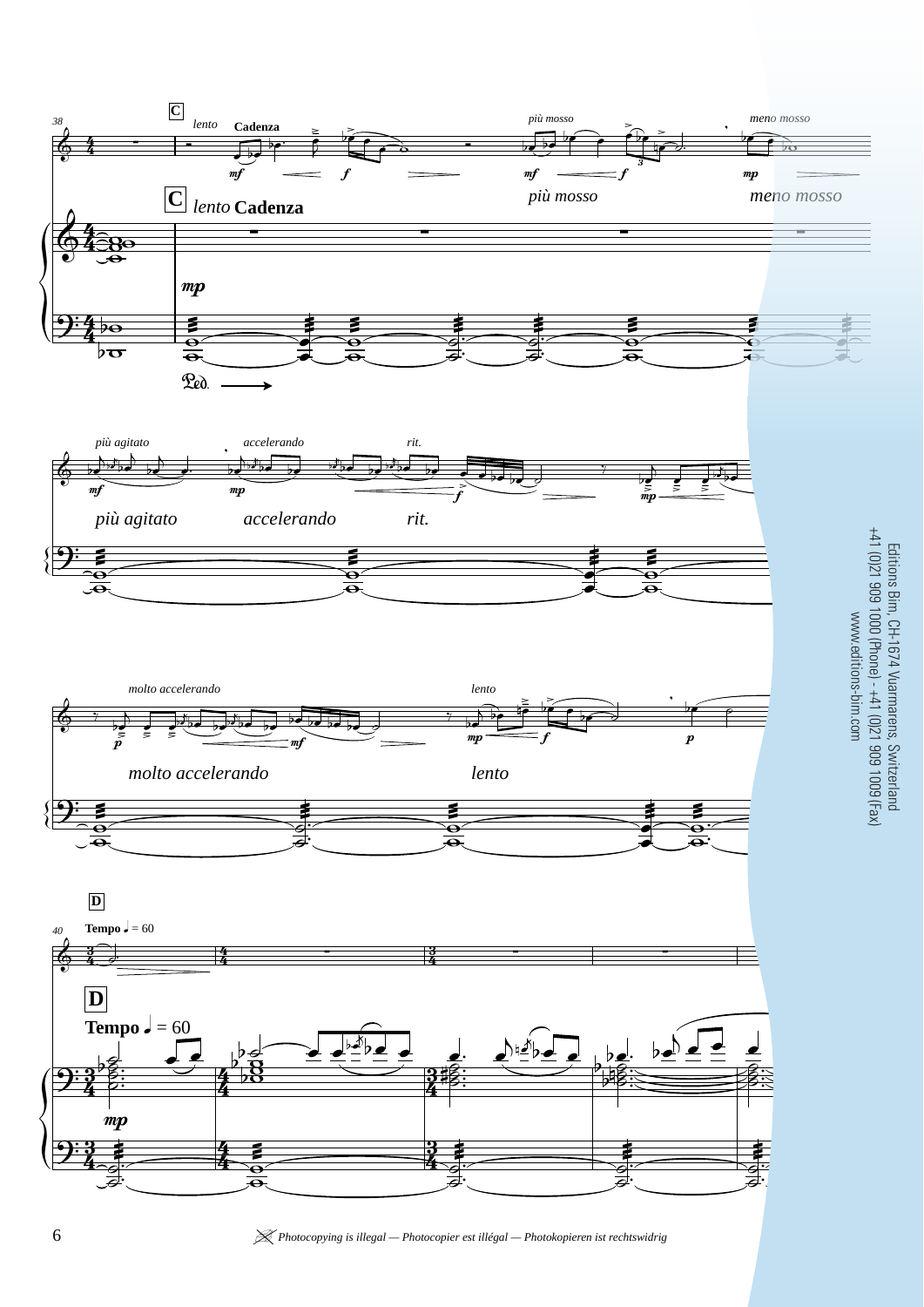**C** *lento* **Cadenza**

*più mosso*

*meno mosso*

*più agitato* *accelerando* *rit.*

*molto accelerando* *lento*

**D** **Tempo** ♩ = 60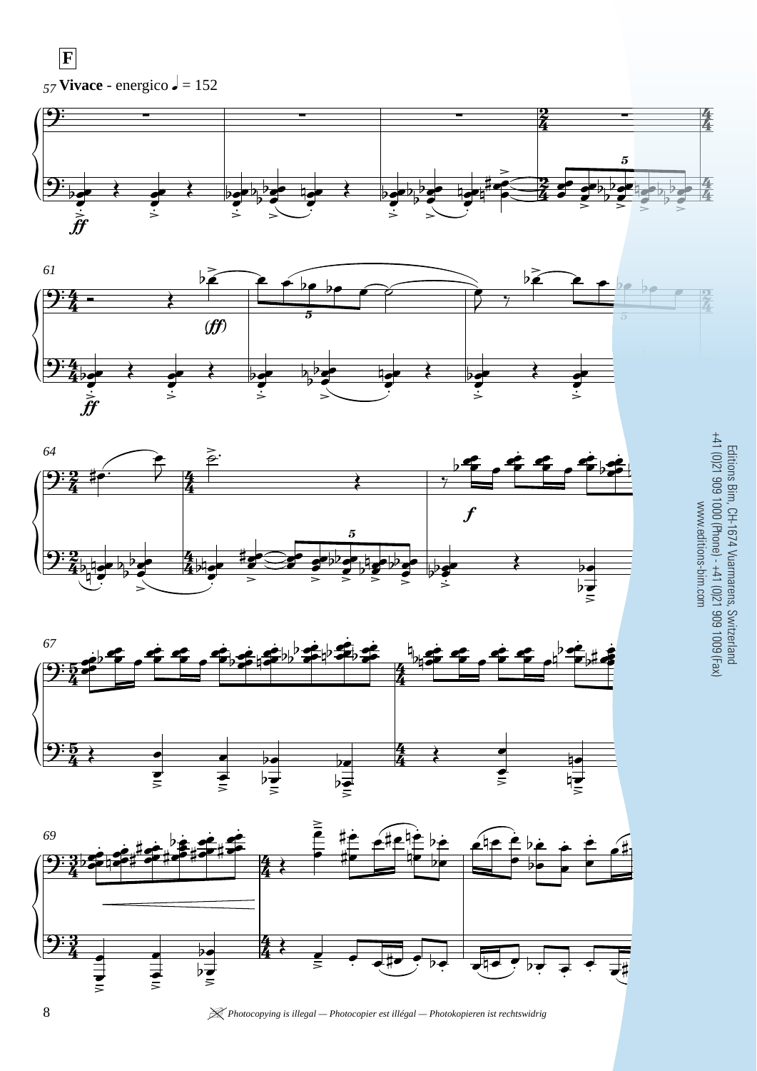**F**

57 **Vivace** - energico ♩ = 152

*ff*

61

(*ff*)

*ff*

64

*f*

67

69

Editions Bim, CH-1674 Vuarmarens, Switzerland
+41 (0)21 909 1000 (Phone) - +41 (0)21 909 1009 (Fax)
www.editions-bim.com

*Photocopying is illegal — Photocopier est illégal — Photokopieren ist rechtswidrig*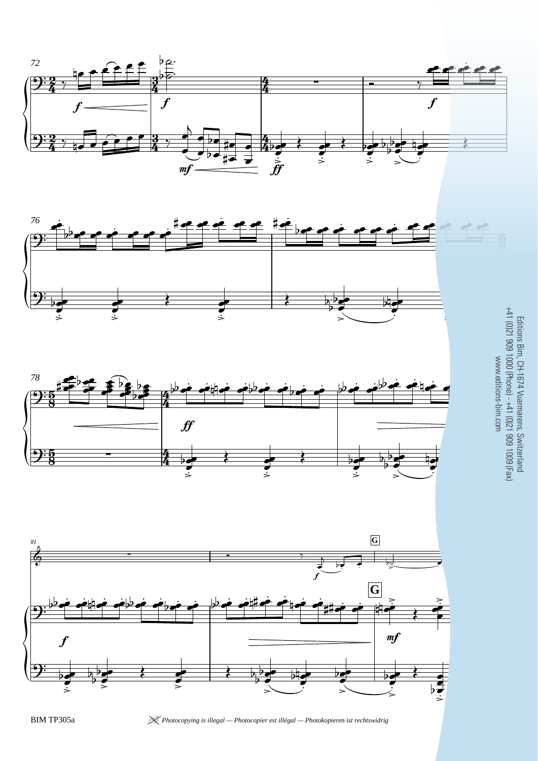Editions Bim, CH-1674 Vuarmarens, Switzerland
+41 (0)21 909 1000 (Phone) - +41 (0)21 909 1009 (Fax)
www.editions-bim.com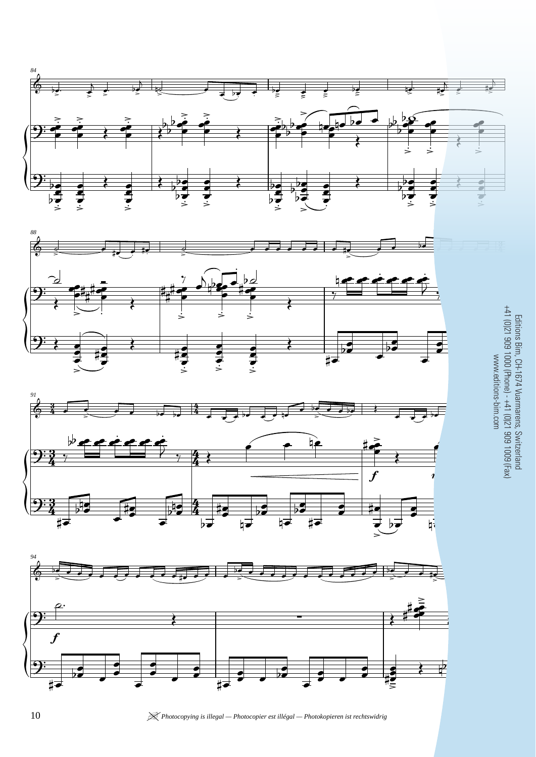Editions Bim, CH-1674 Vuarmarens, Switzerland
+41 (0)21 909 1000 (Phone) - +41 (0)21 909 1009 (Fax)
www.editions-bim.com

*Photocopying is illegal — Photocopier est illégal — Photokopieren ist rechtswidrig*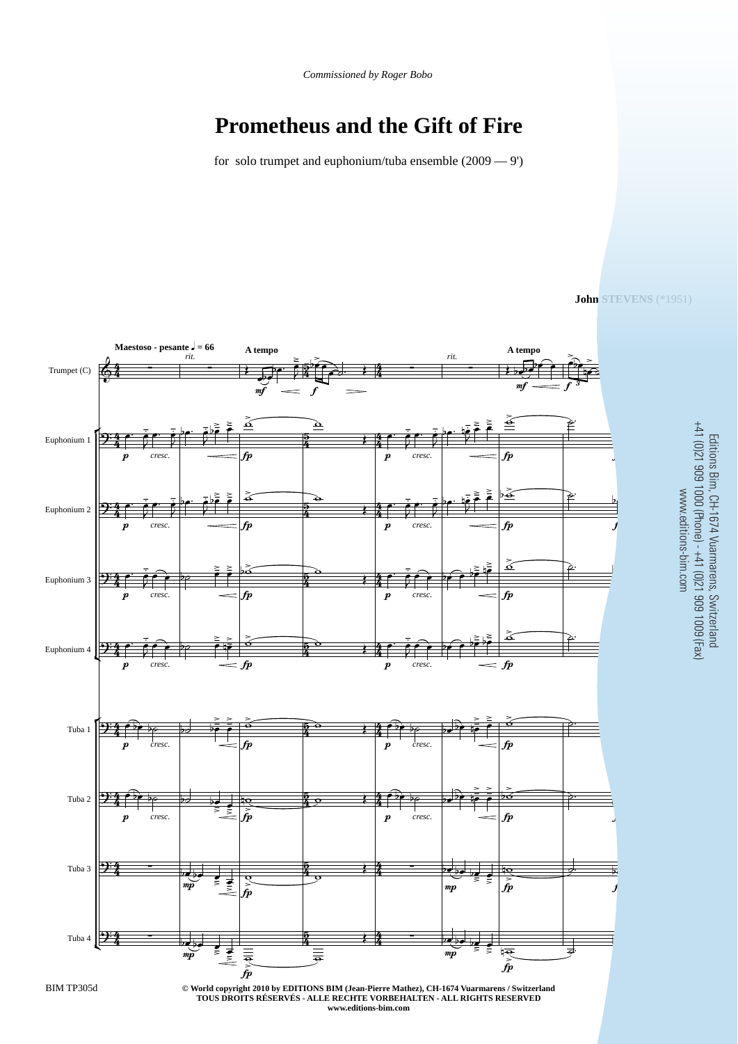*Commissioned by Roger Bobo*

# Prometheus and the Gift of Fire

for solo trumpet and euphonium/tuba ensemble (2009 — 9')

**John STEVENS (*1951)**

Editions Bim, CH-1674 Vuarmarens, Switzerland
+41 (0)21 909 1000 (Phone) - +41 (0)21 909 1009 (Fax)
www.editions-bim.com

BIM TP305d

© World copyright 2010 by EDITIONS BIM (Jean-Pierre Mathez), CH-1674 Vuarmarens / Switzerland
TOUS DROITS RÉSERVÉS - ALLE RECHTE VORBEHALTEN - ALL RIGHTS RESERVED
www.editions-bim.com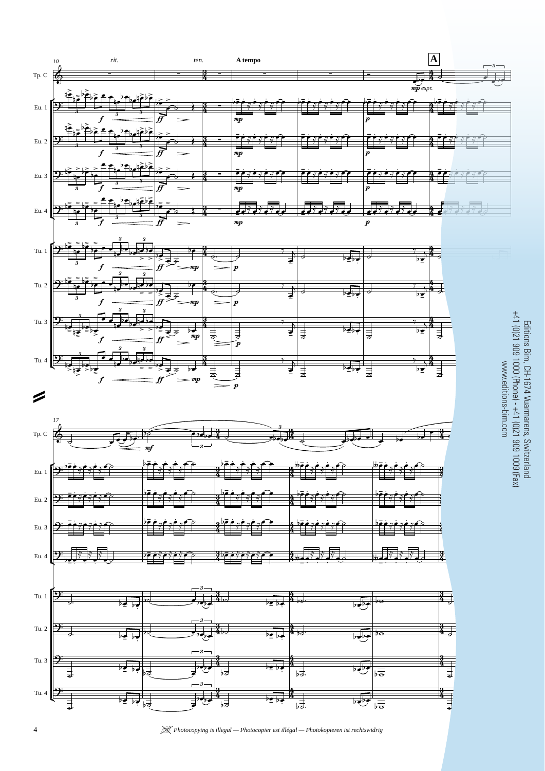10

*rit.* *ten.* **A tempo** **A**

Tp. C

*mp espr.*

Eu. 1

Eu. 2

Eu. 3

Eu. 4

*f* *ff* *mp* *p*

Tu. 1

Tu. 2

Tu. 3

Tu. 4

*f* *ff* *mp* *p*

17

Tp. C

*mf*

Eu. 1

Eu. 2

Eu. 3

Eu. 4

Tu. 1

Tu. 2

Tu. 3

Tu. 4

Editions Bim, CH-1674 Vuarmarens, Switzerland
+41 (0)21 909 1000 (Phone) - +41 (0)21 909 1009 (Fax)
www.editions-bim.com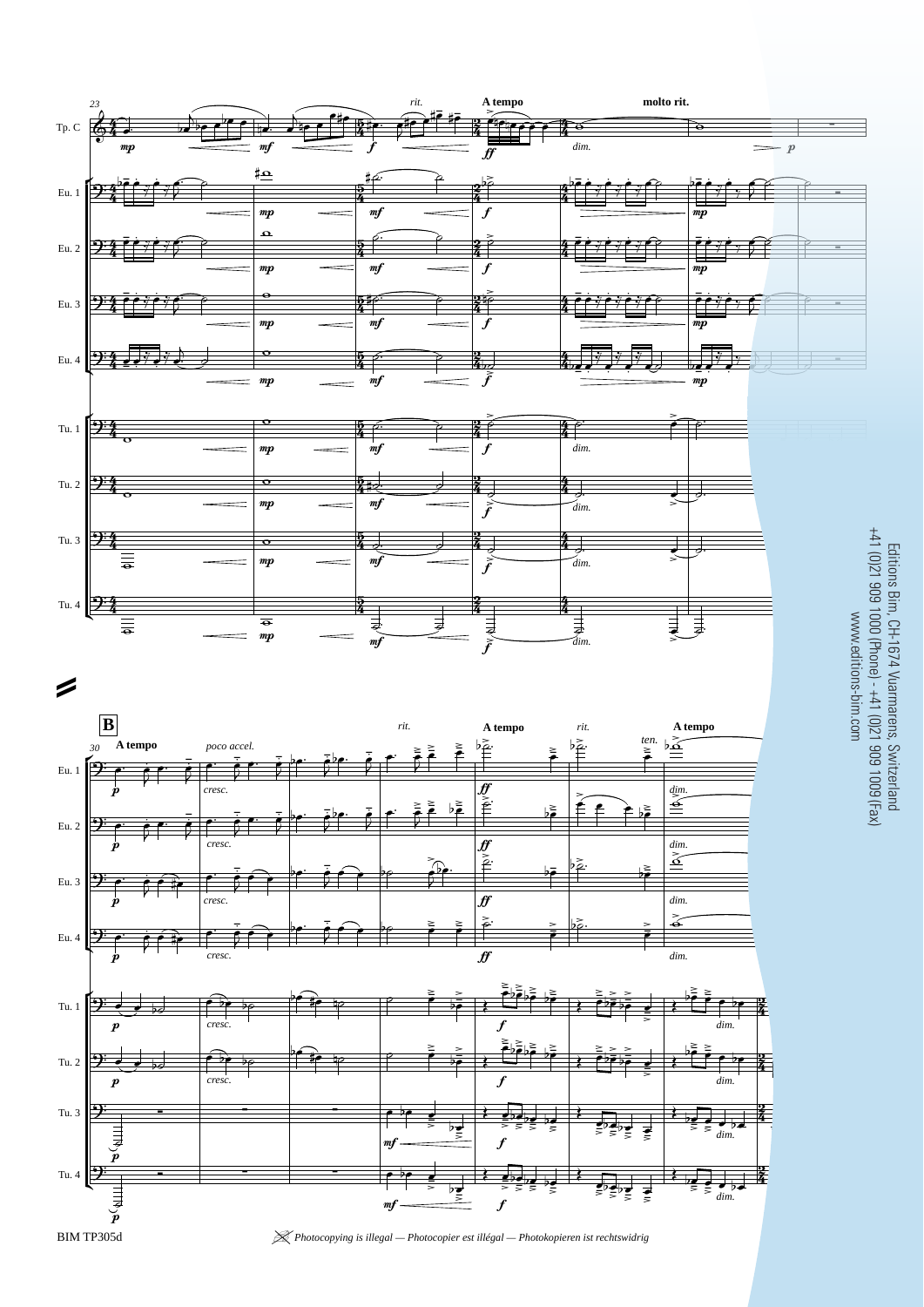Editions Bim, CH-1674 Vuarmarens, Switzerland
+41 (0)21 909 1000 (Phone) - +41 (0)21 909 1009 (Fax)
www.editions-bim.com

Photocopying is illegal — Photocopier est illégal — Photokopieren ist rechtswidrig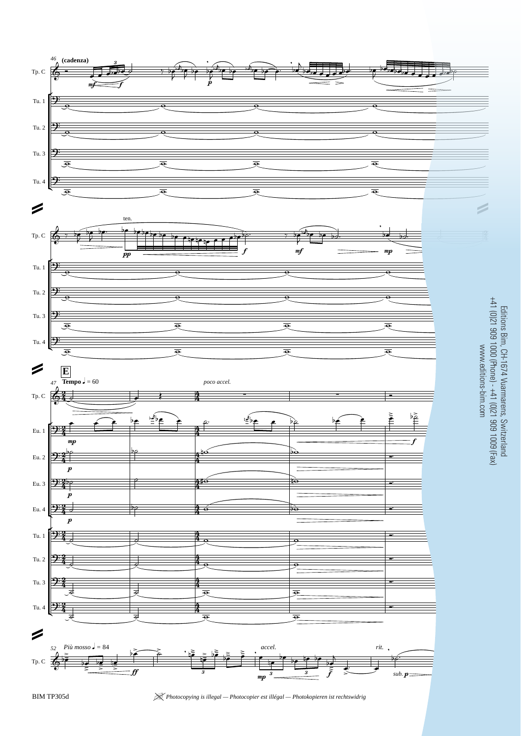(cadenza)

ten.

**E**

**Tempo** ♩ = 60

*poco accel.*

*Più mosso* ♩ = 84

*accel.*

*rit.*

*sub. p*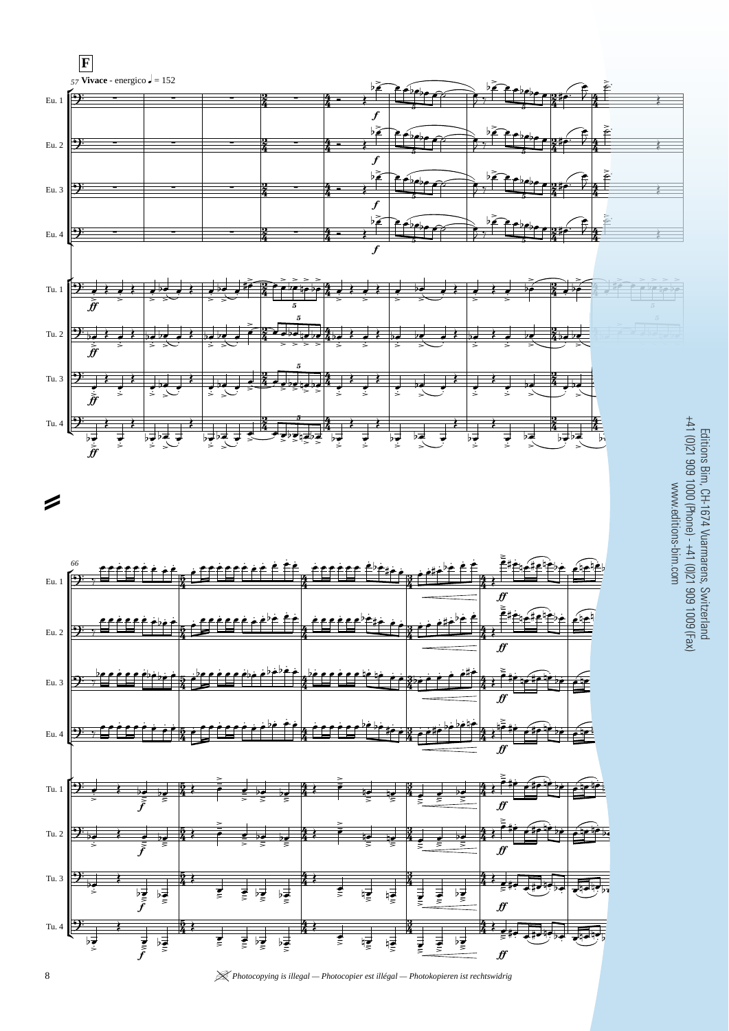**F**

**Vivace** - energico ♩ = 152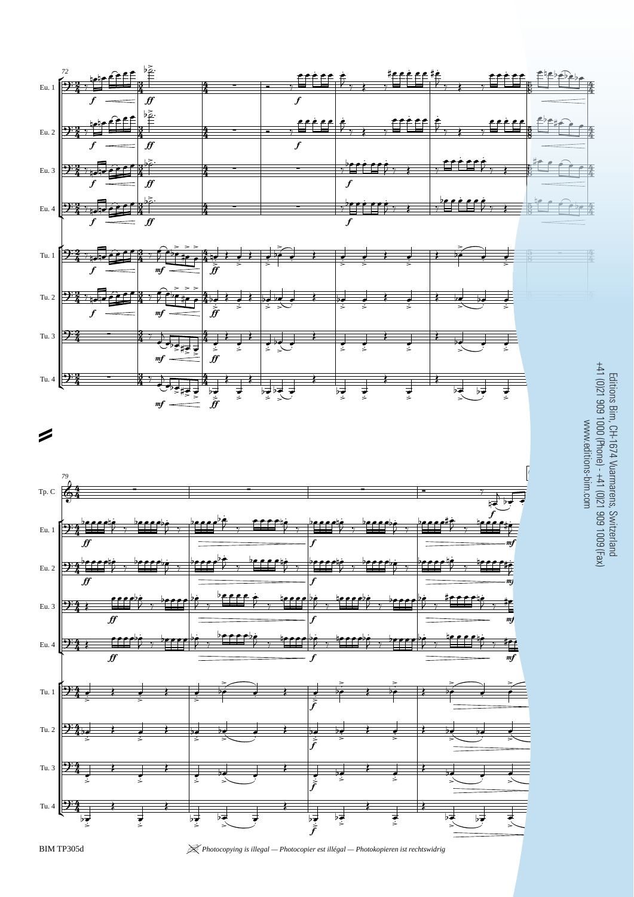Editions Bim, CH-1674 Vuarmarens, Switzerland
+41 (0)21 909 1000 (Phone) - +41 (0)21 909 1009 (Fax)
www.editions-bim.com

*Photocopying is illegal — Photocopier est illégal — Photokopieren ist rechtswidrig*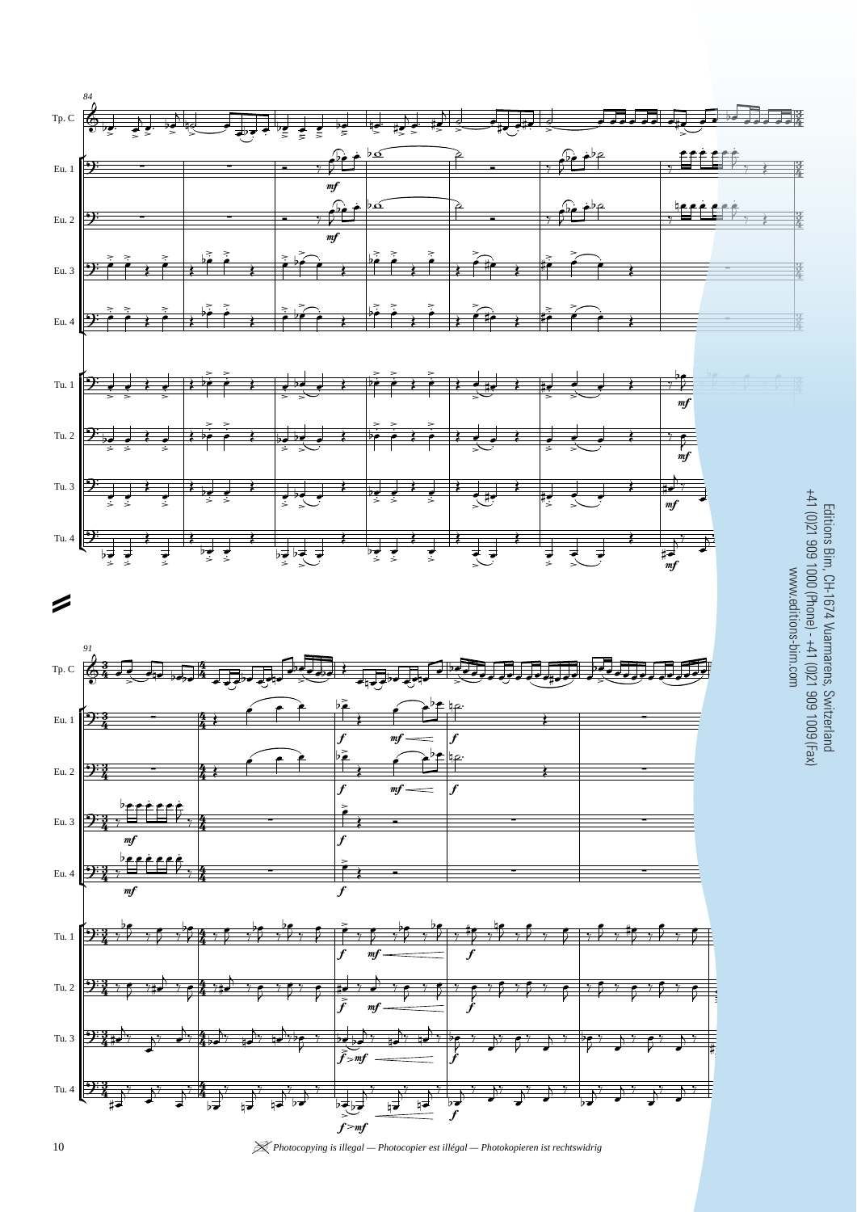Editions Bim, CH-1674 Vuarmarens, Switzerland
+41 (0)21 909 1000 (Phone) - +41 (0)21 909 1009 (Fax)
www.editions-bim.com

*Photocopying is illegal — Photocopier est illégal — Photokopieren ist rechtswidrig*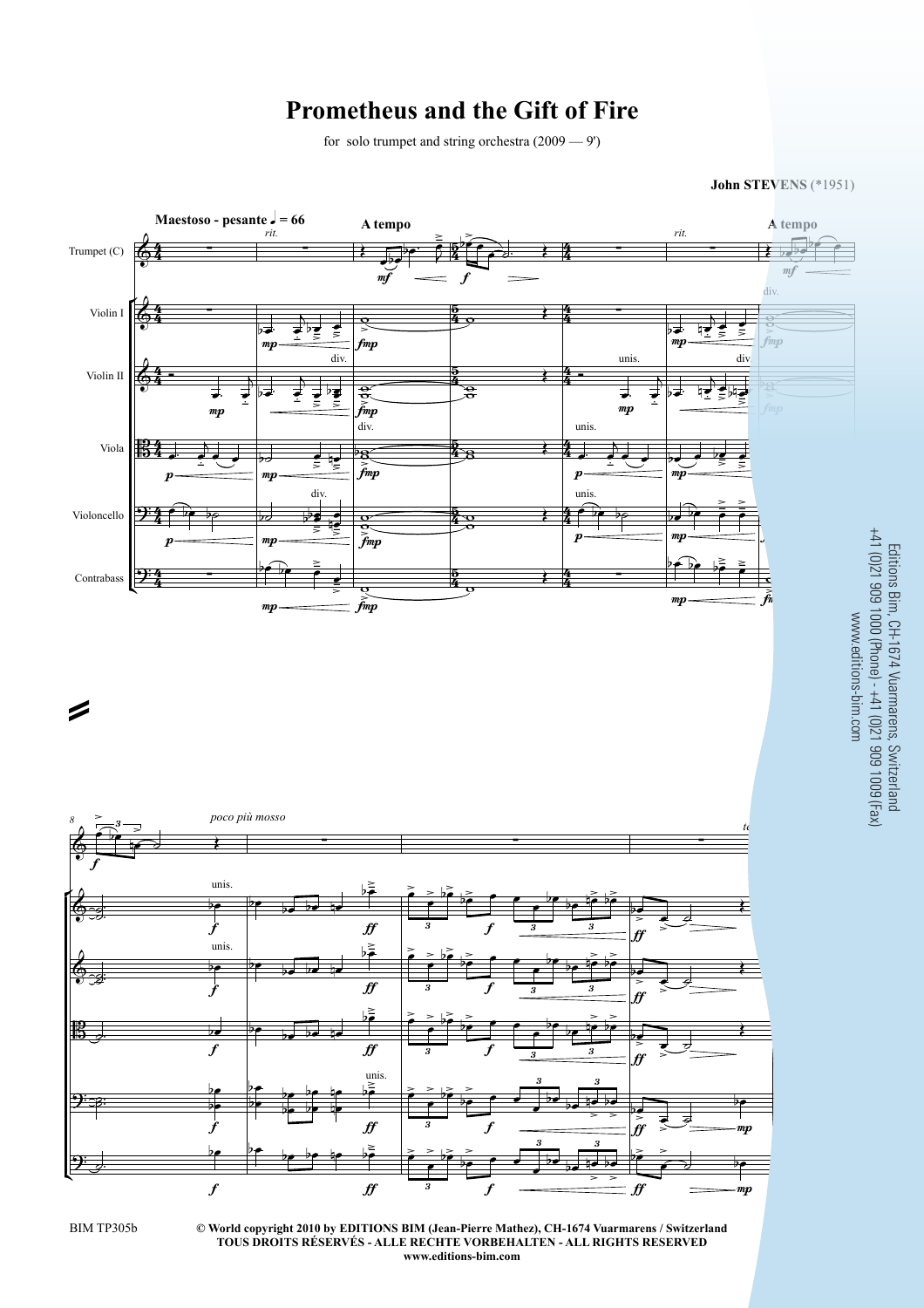# Prometheus and the Gift of Fire

for solo trumpet and string orchestra (2009 — 9')

**John STEVENS** (*1951)

Editions Bim, CH-1674 Vuarmarens, Switzerland
+41 (0)21 909 1000 (Phone) - +41 (0)21 909 1009 (Fax)
www.editions-bim.com

BIM TP305b

**© World copyright 2010 by EDITIONS BIM (Jean-Pierre Mathez), CH-1674 Vuarmarens / Switzerland**
**TOUS DROITS RÉSERVÉS - ALLE RECHTE VORBEHALTEN - ALL RIGHTS RESERVED**
**www.editions-bim.com**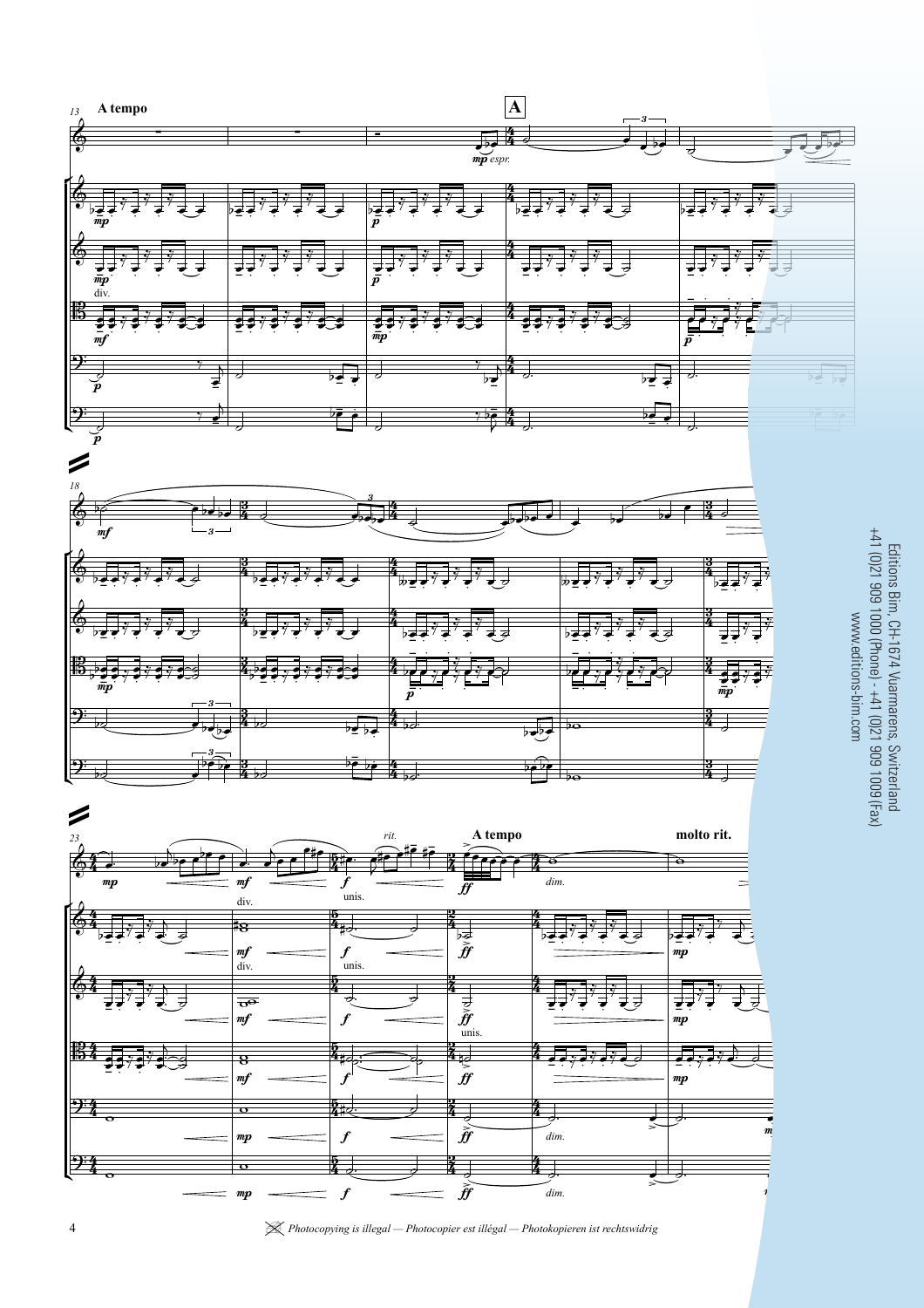A tempo

**A**

*mp espr.*

*rit.*

A tempo

molto rit.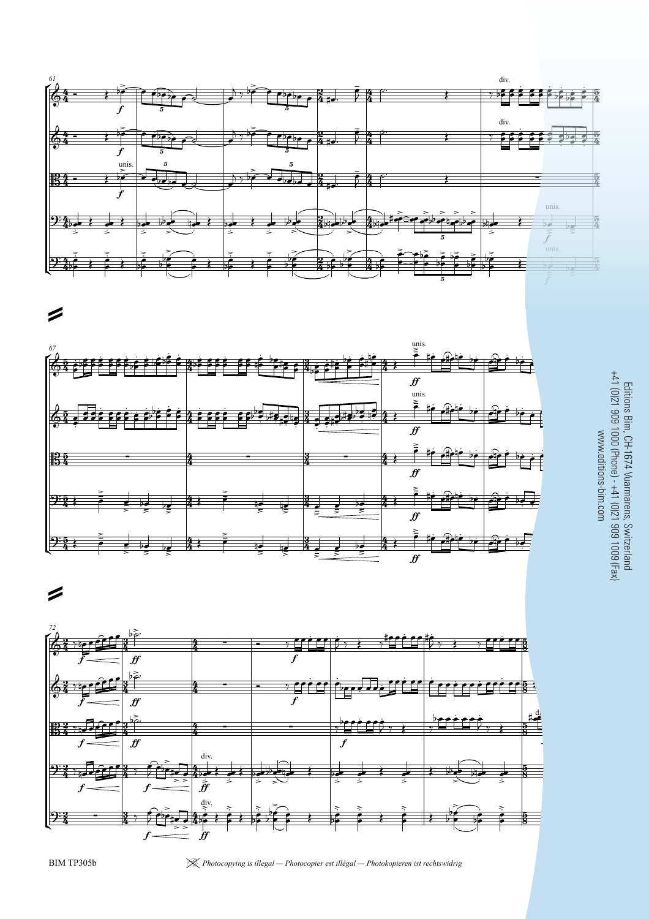Editions Bim, CH-1674 Vuarmarens, Switzerland
+41 (0)21 909 1000 (Phone) - +41 (0)21 909 1009 (Fax)
www.editions-bim.com

*Photocopying is illegal — Photocopier est illégal — Photokopieren ist rechtswidrig*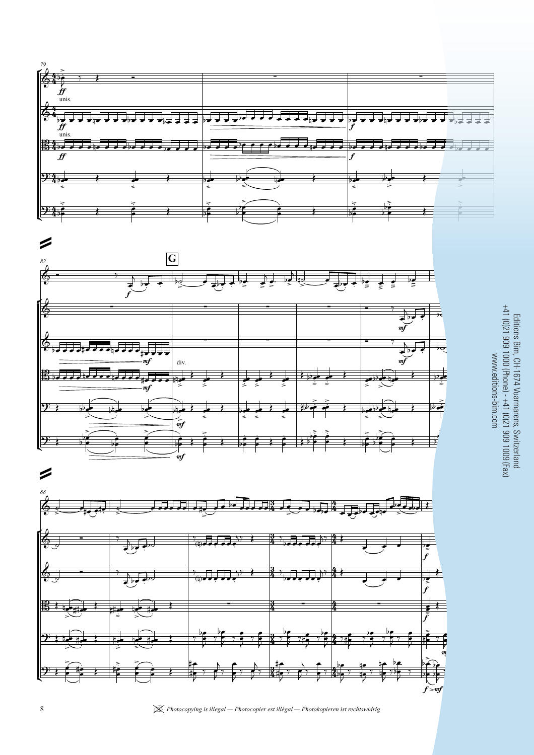Editions Bim, CH-1674 Vuarmarens, Switzerland
+41 (0)21 909 1000 (Phone) - +41 (0)21 909 1009 (Fax)
www.editions-bim.com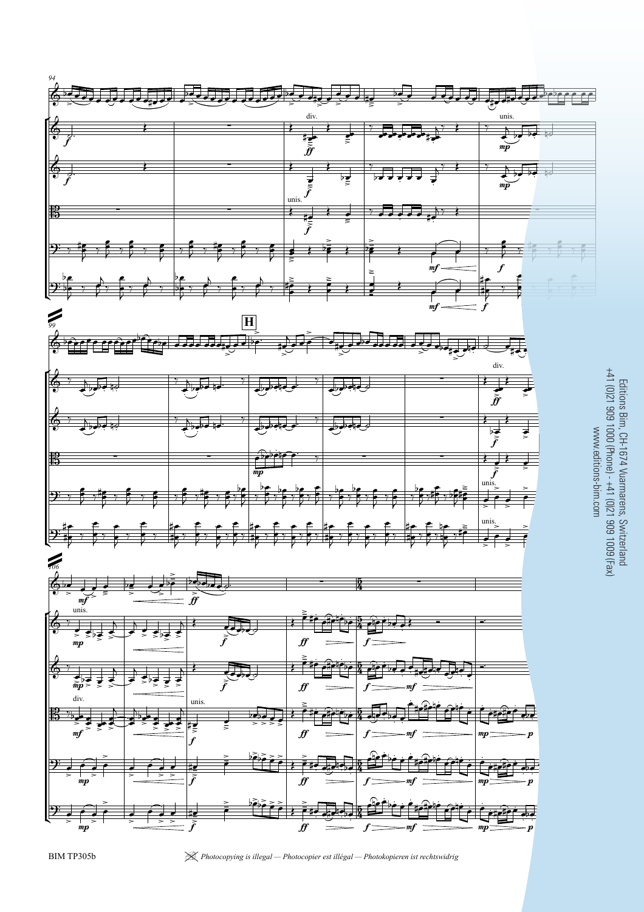Editions Bim, CH-1674 Vuarmarens, Switzerland
+41 (0)21 909 1000 (Phone) - +41 (0)21 909 1009 (Fax)
www.editions-bim.com

BIM TP305b

*Photocopying is illegal — Photocopier est illégal — Photokopieren ist rechtswidrig*